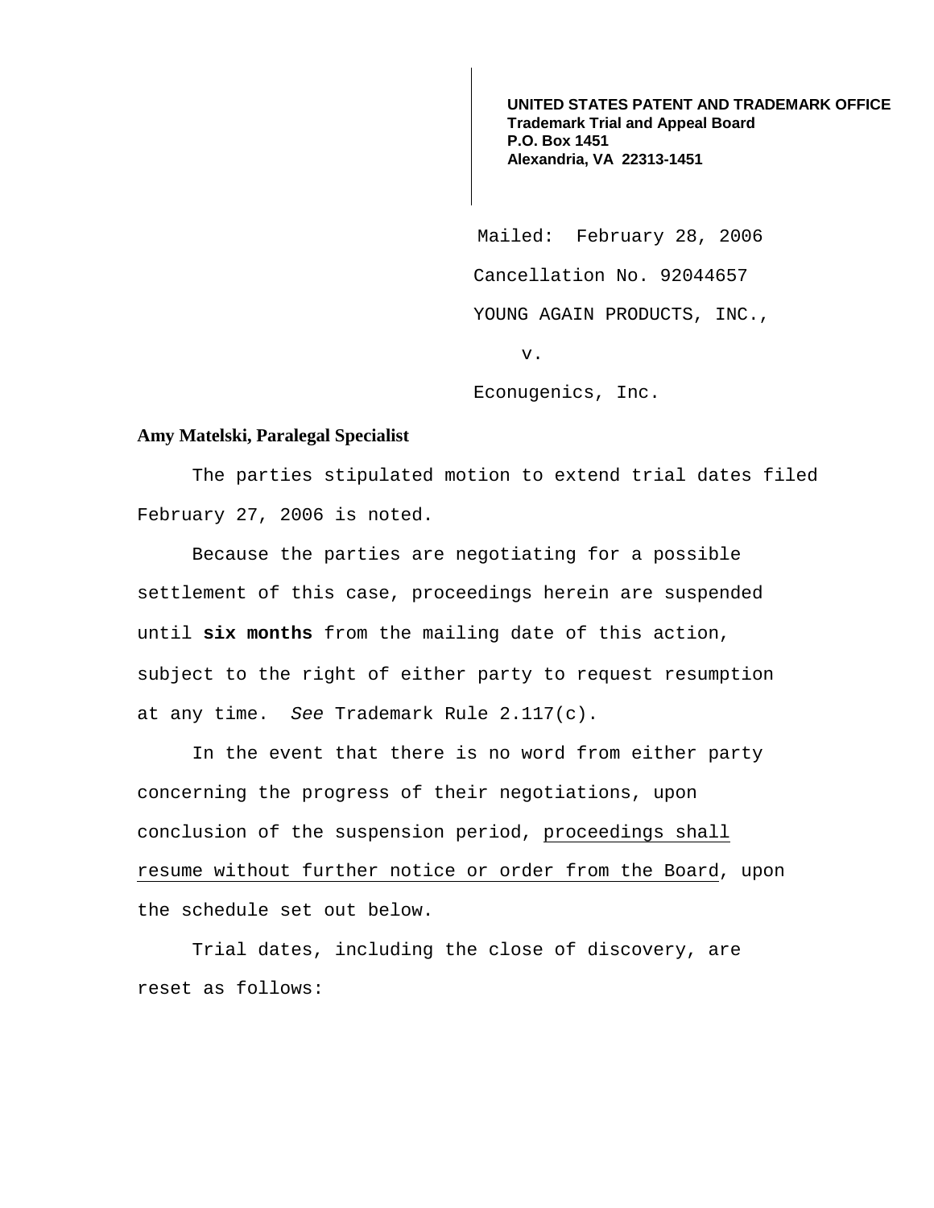**UNITED STATES PATENT AND TRADEMARK OFFICE**
**Trademark Trial and Appeal Board**
**P.O. Box 1451**
**Alexandria, VA 22313-1451**

Mailed: February 28, 2006

Cancellation No. 92044657

YOUNG AGAIN PRODUCTS, INC.,

v.

Econugenics, Inc.

**Amy Matelski, Paralegal Specialist**

The parties stipulated motion to extend trial dates filed February 27, 2006 is noted.

Because the parties are negotiating for a possible settlement of this case, proceedings herein are suspended until **six months** from the mailing date of this action, subject to the right of either party to request resumption at any time. *See* Trademark Rule 2.117(c).

In the event that there is no word from either party concerning the progress of their negotiations, upon conclusion of the suspension period, proceedings shall resume without further notice or order from the Board, upon the schedule set out below.

Trial dates, including the close of discovery, are reset as follows: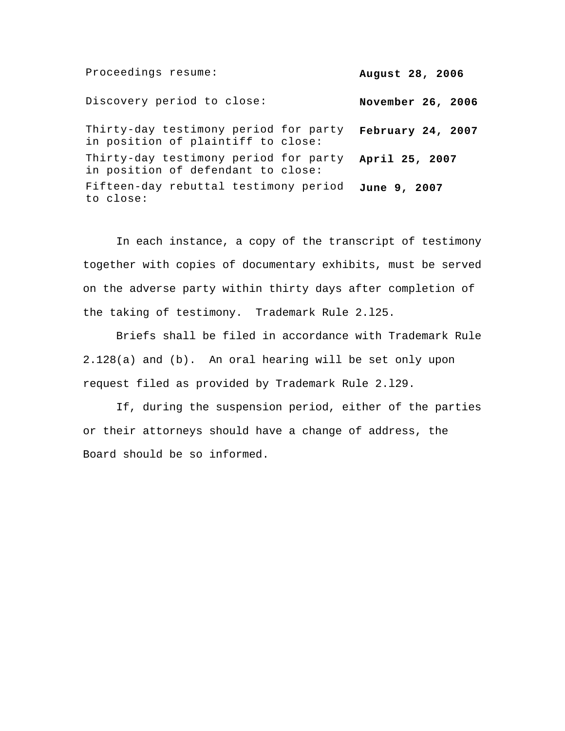| | |
|---|---|
| Proceedings resume: | **August 28, 2006** |
| Discovery period to close: | **November 26, 2006** |
| Thirty-day testimony period for party in position of plaintiff to close: | **February 24, 2007** |
| Thirty-day testimony period for party in position of defendant to close: | **April 25, 2007** |
| Fifteen-day rebuttal testimony period to close: | **June 9, 2007** |

In each instance, a copy of the transcript of testimony together with copies of documentary exhibits, must be served on the adverse party within thirty days after completion of the taking of testimony. Trademark Rule 2.l25.

Briefs shall be filed in accordance with Trademark Rule 2.128(a) and (b). An oral hearing will be set only upon request filed as provided by Trademark Rule 2.l29.

If, during the suspension period, either of the parties or their attorneys should have a change of address, the Board should be so informed.